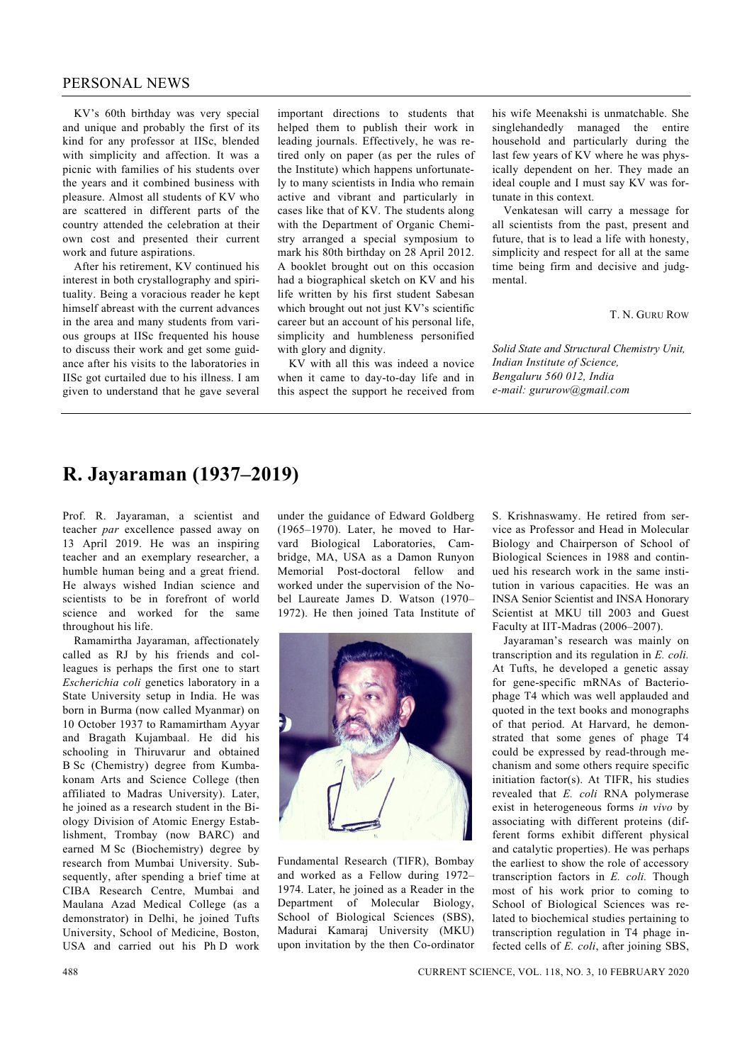KV's 60th birthday was very special and unique and probably the first of its kind for any professor at IISc, blended with simplicity and affection. It was a picnic with families of his students over the years and it combined business with pleasure. Almost all students of KV who are scattered in different parts of the country attended the celebration at their own cost and presented their current work and future aspirations.

After his retirement, KV continued his interest in both crystallography and spirituality. Being a voracious reader he kept himself abreast with the current advances in the area and many students from various groups at IISc frequented his house to discuss their work and get some guidance after his visits to the laboratories in IISc got curtailed due to his illness. I am given to understand that he gave several important directions to students that helped them to publish their work in leading journals. Effectively, he was retired only on paper (as per the rules of the Institute) which happens unfortunately to many scientists in India who remain active and vibrant and particularly in cases like that of KV. The students along with the Department of Organic Chemistry arranged a special symposium to mark his 80th birthday on 28 April 2012. A booklet brought out on this occasion had a biographical sketch on KV and his life written by his first student Sabesan which brought out not just KV's scientific career but an account of his personal life, simplicity and humbleness personified with glory and dignity.

KV with all this was indeed a novice when it came to day-to-day life and in this aspect the support he received from his wife Meenakshi is unmatchable. She singlehandedly managed the entire household and particularly during the last few years of KV where he was physically dependent on her. They made an ideal couple and I must say KV was fortunate in this context.

Venkatesan will carry a message for all scientists from the past, present and future, that is to lead a life with honesty, simplicity and respect for all at the same time being firm and decisive and judgmental.

T. N. Guru Row

*Solid State and Structural Chemistry Unit, Indian Institute of Science, Bengaluru 560 012, India*
*e-mail: gururow@gmail.com*

# R. Jayaraman (1937–2019)

Prof. R. Jayaraman, a scientist and teacher *par* excellence passed away on 13 April 2019. He was an inspiring teacher and an exemplary researcher, a humble human being and a great friend. He always wished Indian science and scientists to be in forefront of world science and worked for the same throughout his life.

Ramamirtha Jayaraman, affectionately called as RJ by his friends and colleagues is perhaps the first one to start *Escherichia coli* genetics laboratory in a State University setup in India. He was born in Burma (now called Myanmar) on 10 October 1937 to Ramamirtham Ayyar and Bragath Kujambaal. He did his schooling in Thiruvarur and obtained B Sc (Chemistry) degree from Kumbakonam Arts and Science College (then affiliated to Madras University). Later, he joined as a research student in the Biology Division of Atomic Energy Establishment, Trombay (now BARC) and earned M Sc (Biochemistry) degree by research from Mumbai University. Subsequently, after spending a brief time at CIBA Research Centre, Mumbai and Maulana Azad Medical College (as a demonstrator) in Delhi, he joined Tufts University, School of Medicine, Boston, USA and carried out his Ph D work under the guidance of Edward Goldberg (1965–1970). Later, he moved to Harvard Biological Laboratories, Cambridge, MA, USA as a Damon Runyon Memorial Post-doctoral fellow and worked under the supervision of the Nobel Laureate James D. Watson (1970–1972). He then joined Tata Institute of Fundamental Research (TIFR), Bombay and worked as a Fellow during 1972–1974. Later, he joined as a Reader in the Department of Molecular Biology, School of Biological Sciences (SBS), Madurai Kamaraj University (MKU) upon invitation by the then Co-ordinator S. Krishnaswamy. He retired from service as Professor and Head in Molecular Biology and Chairperson of School of Biological Sciences in 1988 and continued his research work in the same institution in various capacities. He was an INSA Senior Scientist and INSA Honorary Scientist at MKU till 2003 and Guest Faculty at IIT-Madras (2006–2007).

Jayaraman's research was mainly on transcription and its regulation in *E. coli.* At Tufts, he developed a genetic assay for gene-specific mRNAs of Bacteriophage T4 which was well applauded and quoted in the text books and monographs of that period. At Harvard, he demonstrated that some genes of phage T4 could be expressed by read-through mechanism and some others require specific initiation factor(s). At TIFR, his studies revealed that *E. coli* RNA polymerase exist in heterogeneous forms *in vivo* by associating with different proteins (different forms exhibit different physical and catalytic properties). He was perhaps the earliest to show the role of accessory transcription factors in *E. coli.* Though most of his work prior to coming to School of Biological Sciences was related to biochemical studies pertaining to transcription regulation in T4 phage infected cells of *E. coli*, after joining SBS,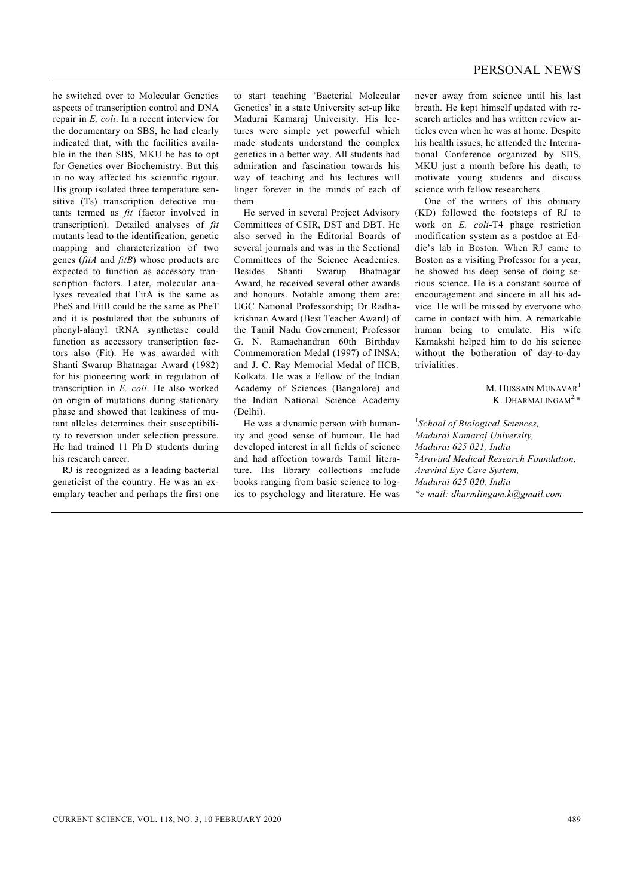he switched over to Molecular Genetics aspects of transcription control and DNA repair in *E. coli*. In a recent interview for the documentary on SBS, he had clearly indicated that, with the facilities available in the then SBS, MKU he has to opt for Genetics over Biochemistry. But this in no way affected his scientific rigour. His group isolated three temperature sensitive (Ts) transcription defective mutants termed as *fit* (factor involved in transcription). Detailed analyses of *fit* mutants lead to the identification, genetic mapping and characterization of two genes (*fitA* and *fitB*) whose products are expected to function as accessory transcription factors. Later, molecular analyses revealed that FitA is the same as PheS and FitB could be the same as PheT and it is postulated that the subunits of phenyl-alanyl tRNA synthetase could function as accessory transcription factors also (Fit). He was awarded with Shanti Swarup Bhatnagar Award (1982) for his pioneering work in regulation of transcription in *E. coli*. He also worked on origin of mutations during stationary phase and showed that leakiness of mutant alleles determines their susceptibility to reversion under selection pressure. He had trained 11 Ph D students during his research career.

RJ is recognized as a leading bacterial geneticist of the country. He was an exemplary teacher and perhaps the first one to start teaching 'Bacterial Molecular Genetics' in a state University set-up like Madurai Kamaraj University. His lectures were simple yet powerful which made students understand the complex genetics in a better way. All students had admiration and fascination towards his way of teaching and his lectures will linger forever in the minds of each of them.

He served in several Project Advisory Committees of CSIR, DST and DBT. He also served in the Editorial Boards of several journals and was in the Sectional Committees of the Science Academies. Besides Shanti Swarup Bhatnagar Award, he received several other awards and honours. Notable among them are: UGC National Professorship; Dr Radhakrishnan Award (Best Teacher Award) of the Tamil Nadu Government; Professor G. N. Ramachandran 60th Birthday Commemoration Medal (1997) of INSA; and J. C. Ray Memorial Medal of IICB, Kolkata. He was a Fellow of the Indian Academy of Sciences (Bangalore) and the Indian National Science Academy (Delhi).

He was a dynamic person with humanity and good sense of humour. He had developed interest in all fields of science and had affection towards Tamil literature. His library collections include books ranging from basic science to logics to psychology and literature. He was never away from science until his last breath. He kept himself updated with research articles and has written review articles even when he was at home. Despite his health issues, he attended the International Conference organized by SBS, MKU just a month before his death, to motivate young students and discuss science with fellow researchers.

One of the writers of this obituary (KD) followed the footsteps of RJ to work on *E. coli*-T4 phage restriction modification system as a postdoc at Eddie's lab in Boston. When RJ came to Boston as a visiting Professor for a year, he showed his deep sense of doing serious science. He is a constant source of encouragement and sincere in all his advice. He will be missed by everyone who came in contact with him. A remarkable human being to emulate. His wife Kamakshi helped him to do his science without the botheration of day-to-day trivialities.

M. Hussain Munavar[1]
K. Dharmalingam[2,*]

[1]*School of Biological Sciences, Madurai Kamaraj University, Madurai 625 021, India*
[2]*Aravind Medical Research Foundation, Aravind Eye Care System, Madurai 625 020, India*
*\*e-mail: dharmlingam.k@gmail.com*